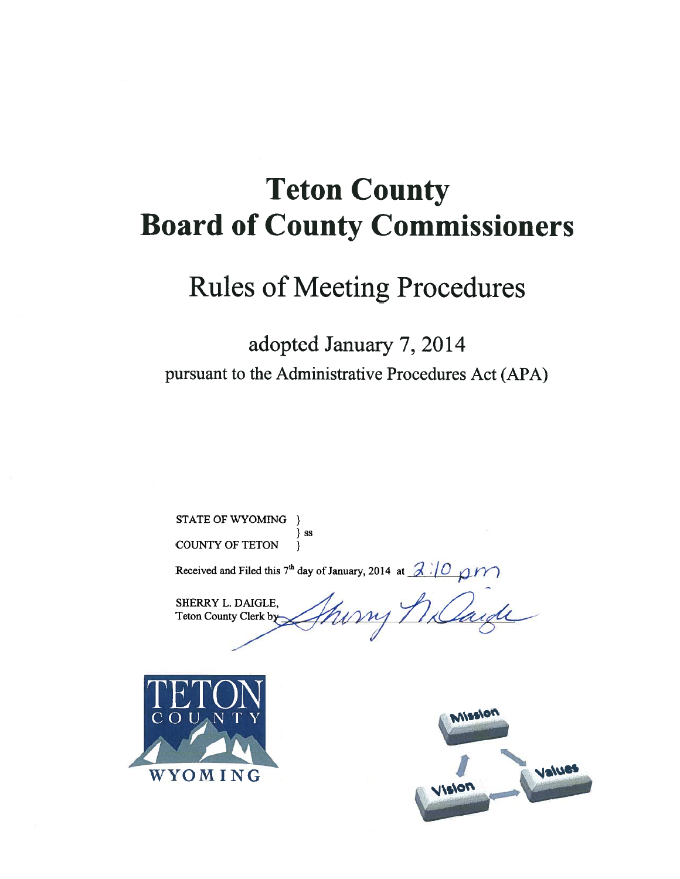# Teton County
# Board of County Commissioners

## Rules of Meeting Procedures

### adopted January 7, 2014

pursuant to the Administrative Procedures Act (APA)

STATE OF WYOMING }
} ss
COUNTY OF TETON }

Received and Filed this 7th day of January, 2014 at 2:10 pm

SHERRY L. DAIGLE,
Teton County Clerk by Sherry L. Daigle

TETON COUNTY WYOMING

Mission
Vision
Values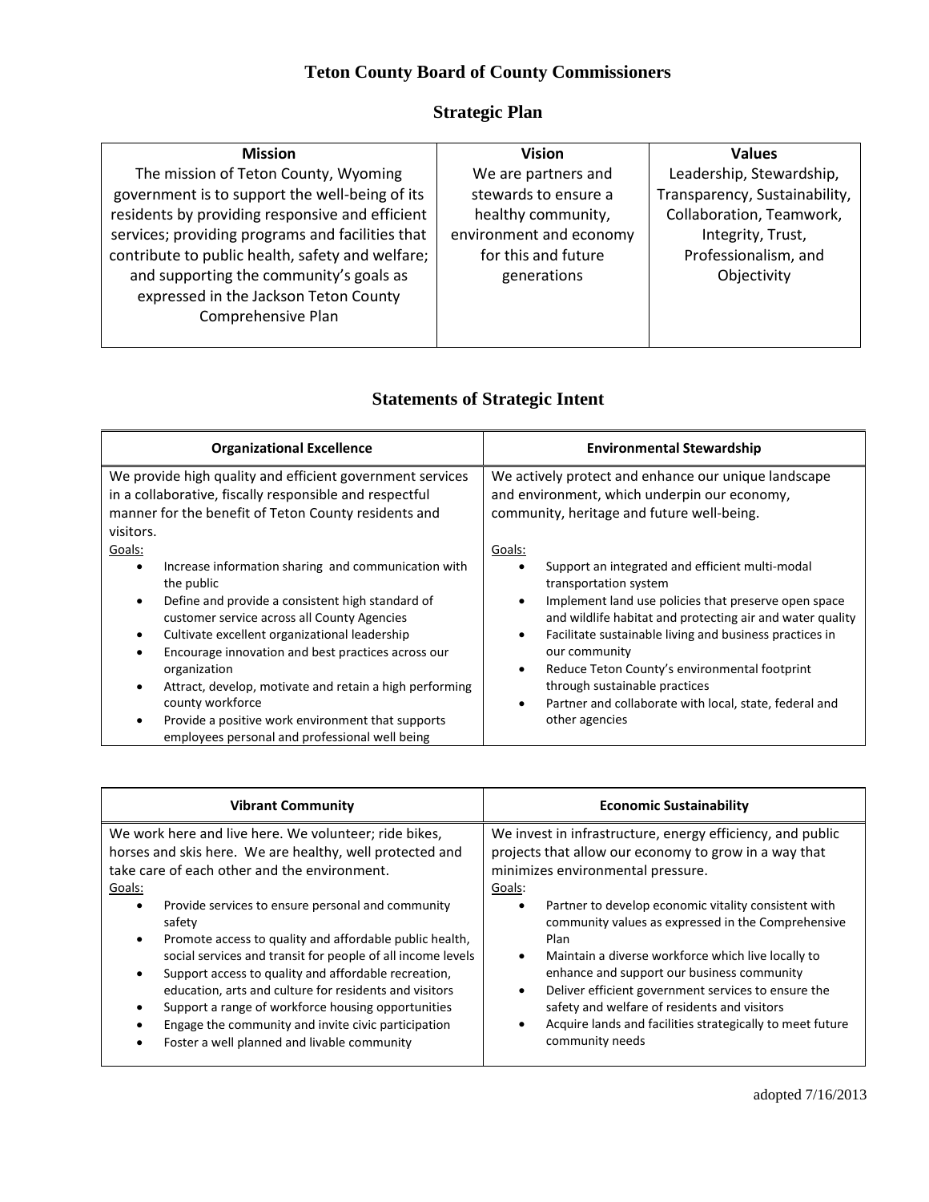# Teton County Board of County Commissioners

## Strategic Plan

| Mission | Vision | Values |
|---|---|---|
| The mission of Teton County, Wyoming government is to support the well-being of its residents by providing responsive and efficient services; providing programs and facilities that contribute to public health, safety and welfare; and supporting the community's goals as expressed in the Jackson Teton County Comprehensive Plan | We are partners and stewards to ensure a healthy community, environment and economy for this and future generations | Leadership, Stewardship, Transparency, Sustainability, Collaboration, Teamwork, Integrity, Trust, Professionalism, and Objectivity |

## Statements of Strategic Intent

### Organizational Excellence

We provide high quality and efficient government services in a collaborative, fiscally responsible and respectful manner for the benefit of Teton County residents and visitors.

Goals:

- Increase information sharing and communication with the public
- Define and provide a consistent high standard of customer service across all County Agencies
- Cultivate excellent organizational leadership
- Encourage innovation and best practices across our organization
- Attract, develop, motivate and retain a high performing county workforce
- Provide a positive work environment that supports employees personal and professional well being

### Environmental Stewardship

We actively protect and enhance our unique landscape and environment, which underpin our economy, community, heritage and future well-being.

Goals:

- Support an integrated and efficient multi-modal transportation system
- Implement land use policies that preserve open space and wildlife habitat and protecting air and water quality
- Facilitate sustainable living and business practices in our community
- Reduce Teton County's environmental footprint through sustainable practices
- Partner and collaborate with local, state, federal and other agencies

### Vibrant Community

We work here and live here. We volunteer; ride bikes, horses and skis here. We are healthy, well protected and take care of each other and the environment.

Goals:

- Provide services to ensure personal and community safety
- Promote access to quality and affordable public health, social services and transit for people of all income levels
- Support access to quality and affordable recreation, education, arts and culture for residents and visitors
- Support a range of workforce housing opportunities
- Engage the community and invite civic participation
- Foster a well planned and livable community

### Economic Sustainability

We invest in infrastructure, energy efficiency, and public projects that allow our economy to grow in a way that minimizes environmental pressure.

Goals:

- Partner to develop economic vitality consistent with community values as expressed in the Comprehensive Plan
- Maintain a diverse workforce which live locally to enhance and support our business community
- Deliver efficient government services to ensure the safety and welfare of residents and visitors
- Acquire lands and facilities strategically to meet future community needs

adopted 7/16/2013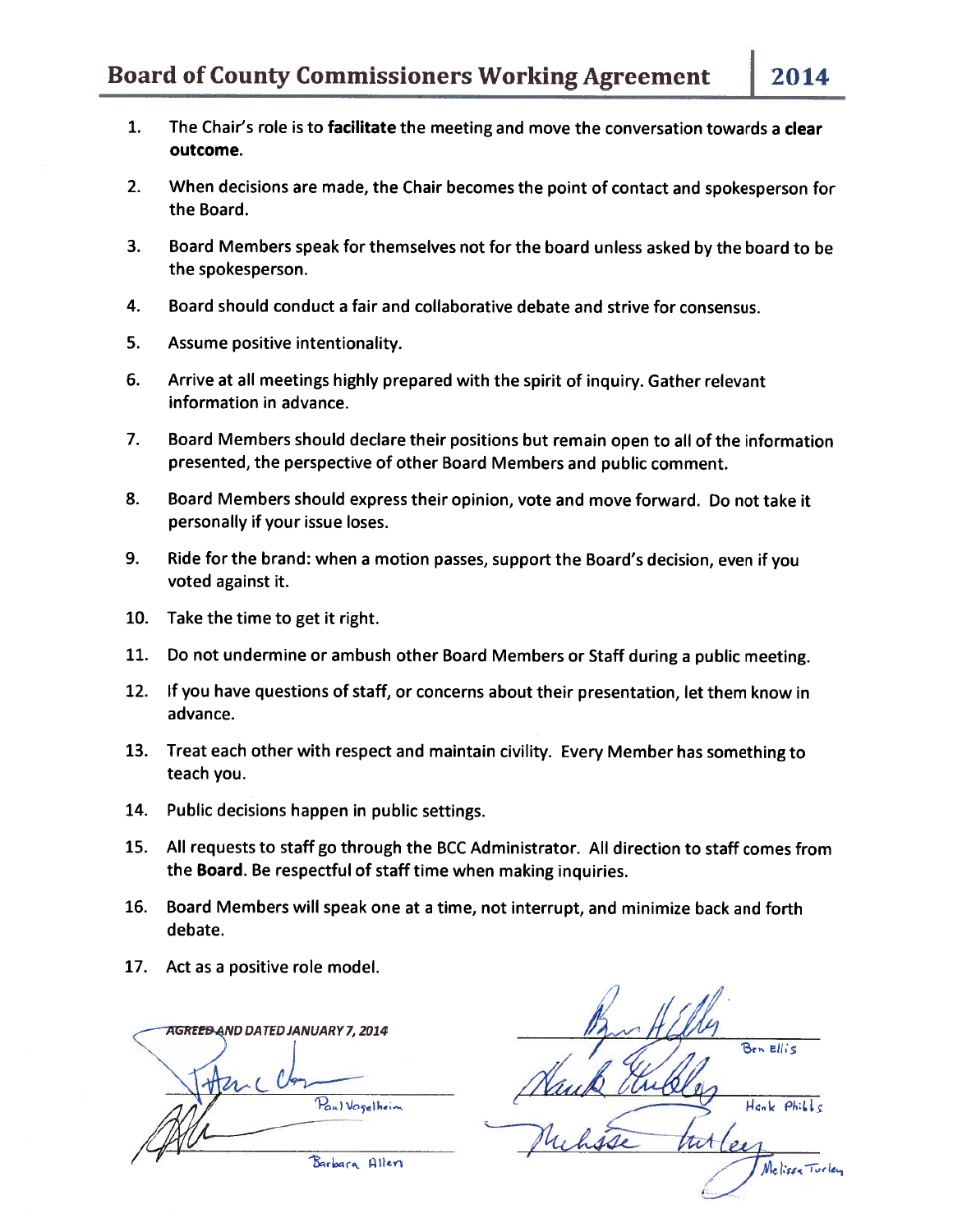# Board of County Commissioners Working Agreement 2014

1. The Chair's role is to **facilitate** the meeting and move the conversation towards a **clear outcome.**
2. When decisions are made, the Chair becomes the point of contact and spokesperson for the Board.
3. Board Members speak for themselves not for the board unless asked by the board to be the spokesperson.
4. Board should conduct a fair and collaborative debate and strive for consensus.
5. Assume positive intentionality.
6. Arrive at all meetings highly prepared with the spirit of inquiry. Gather relevant information in advance.
7. Board Members should declare their positions but remain open to all of the information presented, the perspective of other Board Members and public comment.
8. Board Members should express their opinion, vote and move forward. Do not take it personally if your issue loses.
9. Ride for the brand: when a motion passes, support the Board's decision, even if you voted against it.
10. Take the time to get it right.
11. Do not undermine or ambush other Board Members or Staff during a public meeting.
12. If you have questions of staff, or concerns about their presentation, let them know in advance.
13. Treat each other with respect and maintain civility. Every Member has something to teach you.
14. Public decisions happen in public settings.
15. All requests to staff go through the BCC Administrator. All direction to staff comes from the **Board**. Be respectful of staff time when making inquiries.
16. Board Members will speak one at a time, not interrupt, and minimize back and forth debate.
17. Act as a positive role model.

*AGREED AND DATED JANUARY 7, 2014*

Paul Vogelheim

Barbara Allen

Ben Ellis

Hank Phibbs

Melissa Turley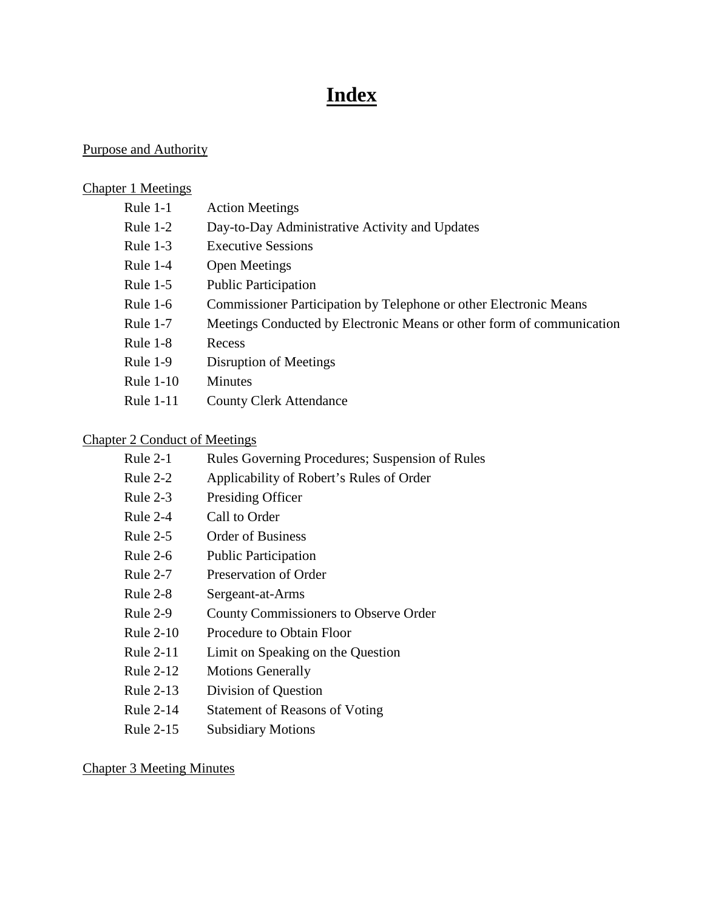# Index

Purpose and Authority

Chapter 1 Meetings

| | |
|---|---|
| Rule 1-1 | Action Meetings |
| Rule 1-2 | Day-to-Day Administrative Activity and Updates |
| Rule 1-3 | Executive Sessions |
| Rule 1-4 | Open Meetings |
| Rule 1-5 | Public Participation |
| Rule 1-6 | Commissioner Participation by Telephone or other Electronic Means |
| Rule 1-7 | Meetings Conducted by Electronic Means or other form of communication |
| Rule 1-8 | Recess |
| Rule 1-9 | Disruption of Meetings |
| Rule 1-10 | Minutes |
| Rule 1-11 | County Clerk Attendance |

Chapter 2 Conduct of Meetings

| | |
|---|---|
| Rule 2-1 | Rules Governing Procedures; Suspension of Rules |
| Rule 2-2 | Applicability of Robert's Rules of Order |
| Rule 2-3 | Presiding Officer |
| Rule 2-4 | Call to Order |
| Rule 2-5 | Order of Business |
| Rule 2-6 | Public Participation |
| Rule 2-7 | Preservation of Order |
| Rule 2-8 | Sergeant-at-Arms |
| Rule 2-9 | County Commissioners to Observe Order |
| Rule 2-10 | Procedure to Obtain Floor |
| Rule 2-11 | Limit on Speaking on the Question |
| Rule 2-12 | Motions Generally |
| Rule 2-13 | Division of Question |
| Rule 2-14 | Statement of Reasons of Voting |
| Rule 2-15 | Subsidiary Motions |

Chapter 3 Meeting Minutes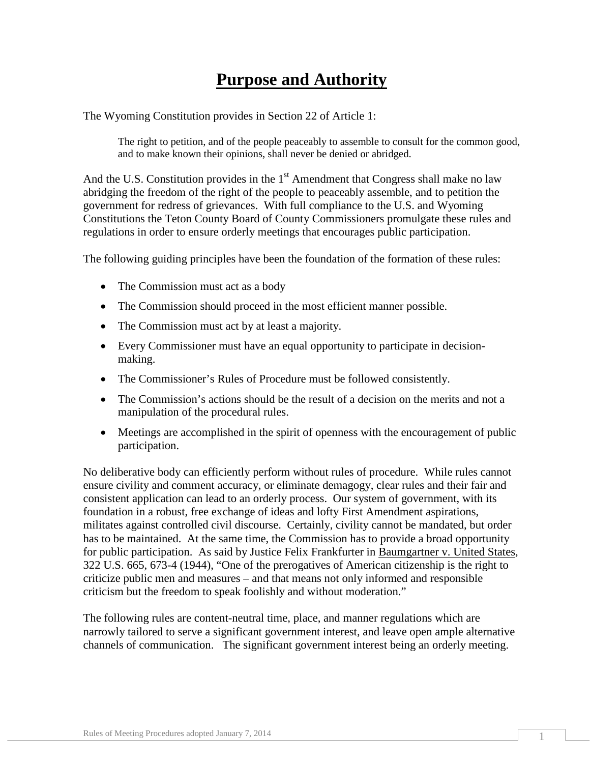# Purpose and Authority

The Wyoming Constitution provides in Section 22 of Article 1:

> The right to petition, and of the people peaceably to assemble to consult for the common good, and to make known their opinions, shall never be denied or abridged.

And the U.S. Constitution provides in the 1st Amendment that Congress shall make no law abridging the freedom of the right of the people to peaceably assemble, and to petition the government for redress of grievances. With full compliance to the U.S. and Wyoming Constitutions the Teton County Board of County Commissioners promulgate these rules and regulations in order to ensure orderly meetings that encourages public participation.

The following guiding principles have been the foundation of the formation of these rules:

- The Commission must act as a body
- The Commission should proceed in the most efficient manner possible.
- The Commission must act by at least a majority.
- Every Commissioner must have an equal opportunity to participate in decision-making.
- The Commissioner's Rules of Procedure must be followed consistently.
- The Commission's actions should be the result of a decision on the merits and not a manipulation of the procedural rules.
- Meetings are accomplished in the spirit of openness with the encouragement of public participation.

No deliberative body can efficiently perform without rules of procedure. While rules cannot ensure civility and comment accuracy, or eliminate demagogy, clear rules and their fair and consistent application can lead to an orderly process. Our system of government, with its foundation in a robust, free exchange of ideas and lofty First Amendment aspirations, militates against controlled civil discourse. Certainly, civility cannot be mandated, but order has to be maintained. At the same time, the Commission has to provide a broad opportunity for public participation. As said by Justice Felix Frankfurter in Baumgartner v. United States, 322 U.S. 665, 673-4 (1944), "One of the prerogatives of American citizenship is the right to criticize public men and measures – and that means not only informed and responsible criticism but the freedom to speak foolishly and without moderation."

The following rules are content-neutral time, place, and manner regulations which are narrowly tailored to serve a significant government interest, and leave open ample alternative channels of communication. The significant government interest being an orderly meeting.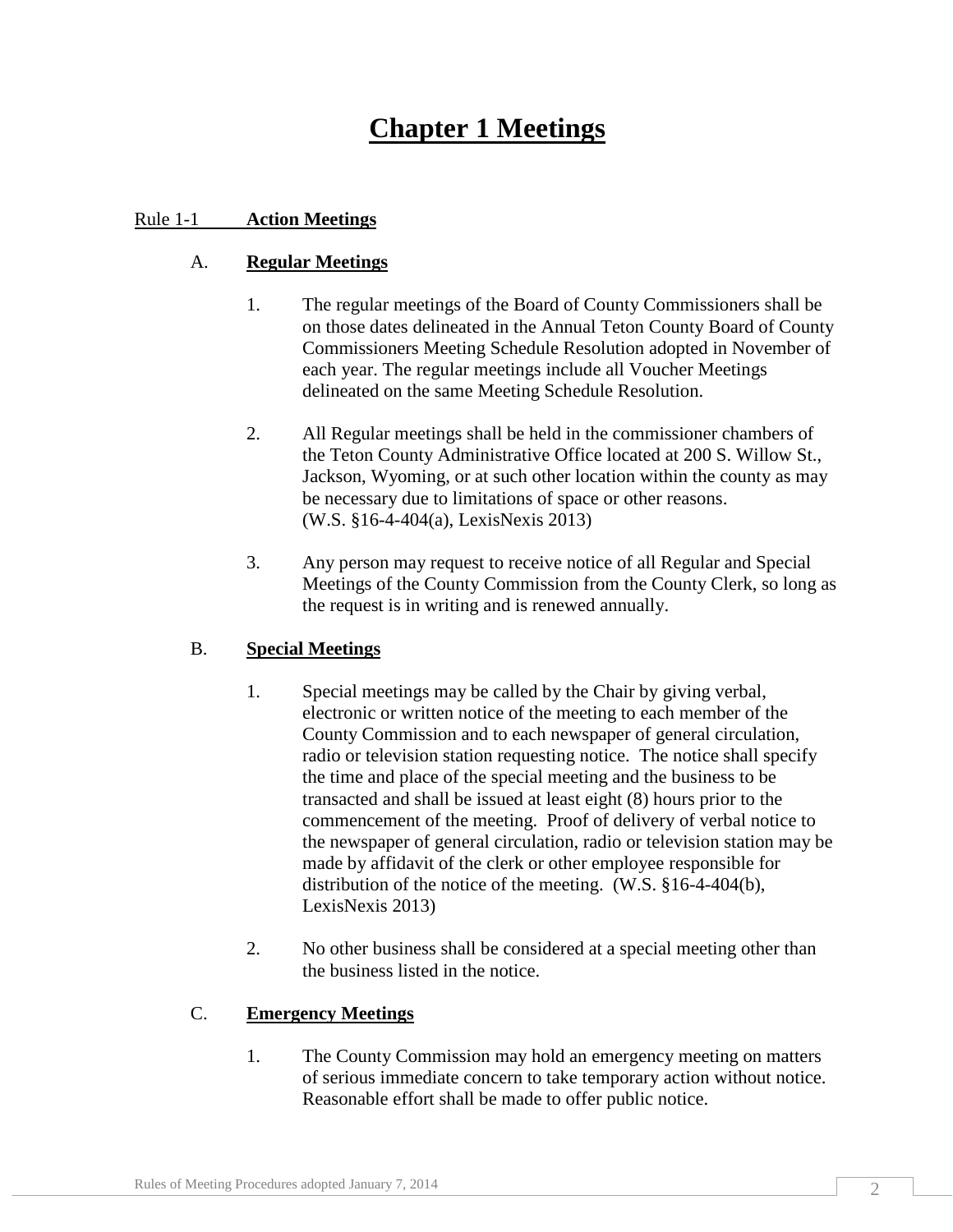# Chapter 1 Meetings

## Rule 1-1 **Action Meetings**

### A. **Regular Meetings**

1. The regular meetings of the Board of County Commissioners shall be on those dates delineated in the Annual Teton County Board of County Commissioners Meeting Schedule Resolution adopted in November of each year. The regular meetings include all Voucher Meetings delineated on the same Meeting Schedule Resolution.

2. All Regular meetings shall be held in the commissioner chambers of the Teton County Administrative Office located at 200 S. Willow St., Jackson, Wyoming, or at such other location within the county as may be necessary due to limitations of space or other reasons. (W.S. §16-4-404(a), LexisNexis 2013)

3. Any person may request to receive notice of all Regular and Special Meetings of the County Commission from the County Clerk, so long as the request is in writing and is renewed annually.

### B. **Special Meetings**

1. Special meetings may be called by the Chair by giving verbal, electronic or written notice of the meeting to each member of the County Commission and to each newspaper of general circulation, radio or television station requesting notice. The notice shall specify the time and place of the special meeting and the business to be transacted and shall be issued at least eight (8) hours prior to the commencement of the meeting. Proof of delivery of verbal notice to the newspaper of general circulation, radio or television station may be made by affidavit of the clerk or other employee responsible for distribution of the notice of the meeting. (W.S. §16-4-404(b), LexisNexis 2013)

2. No other business shall be considered at a special meeting other than the business listed in the notice.

### C. **Emergency Meetings**

1. The County Commission may hold an emergency meeting on matters of serious immediate concern to take temporary action without notice. Reasonable effort shall be made to offer public notice.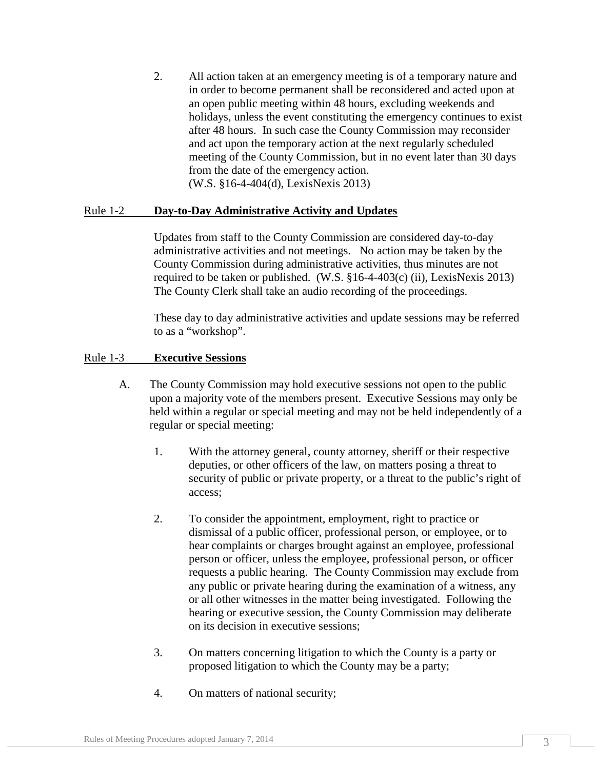2. All action taken at an emergency meeting is of a temporary nature and in order to become permanent shall be reconsidered and acted upon at an open public meeting within 48 hours, excluding weekends and holidays, unless the event constituting the emergency continues to exist after 48 hours. In such case the County Commission may reconsider and act upon the temporary action at the next regularly scheduled meeting of the County Commission, but in no event later than 30 days from the date of the emergency action.
(W.S. §16-4-404(d), LexisNexis 2013)

## Rule 1-2 **Day-to-Day Administrative Activity and Updates**

Updates from staff to the County Commission are considered day-to-day administrative activities and not meetings. No action may be taken by the County Commission during administrative activities, thus minutes are not required to be taken or published. (W.S. §16-4-403(c) (ii), LexisNexis 2013) The County Clerk shall take an audio recording of the proceedings.

These day to day administrative activities and update sessions may be referred to as a "workshop".

## Rule 1-3 **Executive Sessions**

A. The County Commission may hold executive sessions not open to the public upon a majority vote of the members present. Executive Sessions may only be held within a regular or special meeting and may not be held independently of a regular or special meeting:

1. With the attorney general, county attorney, sheriff or their respective deputies, or other officers of the law, on matters posing a threat to security of public or private property, or a threat to the public's right of access;

2. To consider the appointment, employment, right to practice or dismissal of a public officer, professional person, or employee, or to hear complaints or charges brought against an employee, professional person or officer, unless the employee, professional person, or officer requests a public hearing. The County Commission may exclude from any public or private hearing during the examination of a witness, any or all other witnesses in the matter being investigated. Following the hearing or executive session, the County Commission may deliberate on its decision in executive sessions;

3. On matters concerning litigation to which the County is a party or proposed litigation to which the County may be a party;

4. On matters of national security;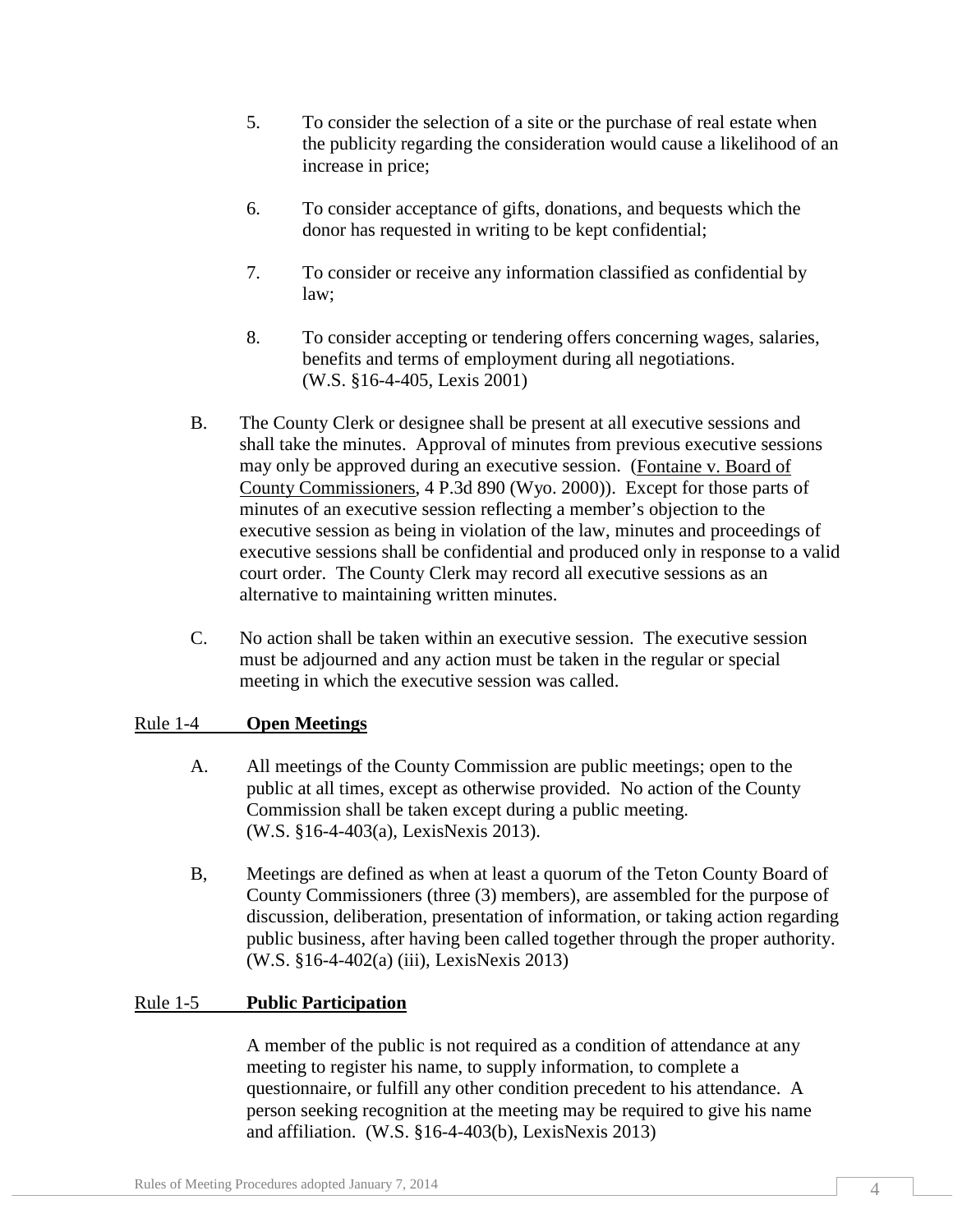5. To consider the selection of a site or the purchase of real estate when the publicity regarding the consideration would cause a likelihood of an increase in price;

6. To consider acceptance of gifts, donations, and bequests which the donor has requested in writing to be kept confidential;

7. To consider or receive any information classified as confidential by law;

8. To consider accepting or tendering offers concerning wages, salaries, benefits and terms of employment during all negotiations. (W.S. §16-4-405, Lexis 2001)

B. The County Clerk or designee shall be present at all executive sessions and shall take the minutes. Approval of minutes from previous executive sessions may only be approved during an executive session. (Fontaine v. Board of County Commissioners, 4 P.3d 890 (Wyo. 2000)). Except for those parts of minutes of an executive session reflecting a member's objection to the executive session as being in violation of the law, minutes and proceedings of executive sessions shall be confidential and produced only in response to a valid court order. The County Clerk may record all executive sessions as an alternative to maintaining written minutes.

C. No action shall be taken within an executive session. The executive session must be adjourned and any action must be taken in the regular or special meeting in which the executive session was called.

## Rule 1-4 **Open Meetings**

A. All meetings of the County Commission are public meetings; open to the public at all times, except as otherwise provided. No action of the County Commission shall be taken except during a public meeting. (W.S. §16-4-403(a), LexisNexis 2013).

B, Meetings are defined as when at least a quorum of the Teton County Board of County Commissioners (three (3) members), are assembled for the purpose of discussion, deliberation, presentation of information, or taking action regarding public business, after having been called together through the proper authority. (W.S. §16-4-402(a) (iii), LexisNexis 2013)

## Rule 1-5 **Public Participation**

A member of the public is not required as a condition of attendance at any meeting to register his name, to supply information, to complete a questionnaire, or fulfill any other condition precedent to his attendance. A person seeking recognition at the meeting may be required to give his name and affiliation. (W.S. §16-4-403(b), LexisNexis 2013)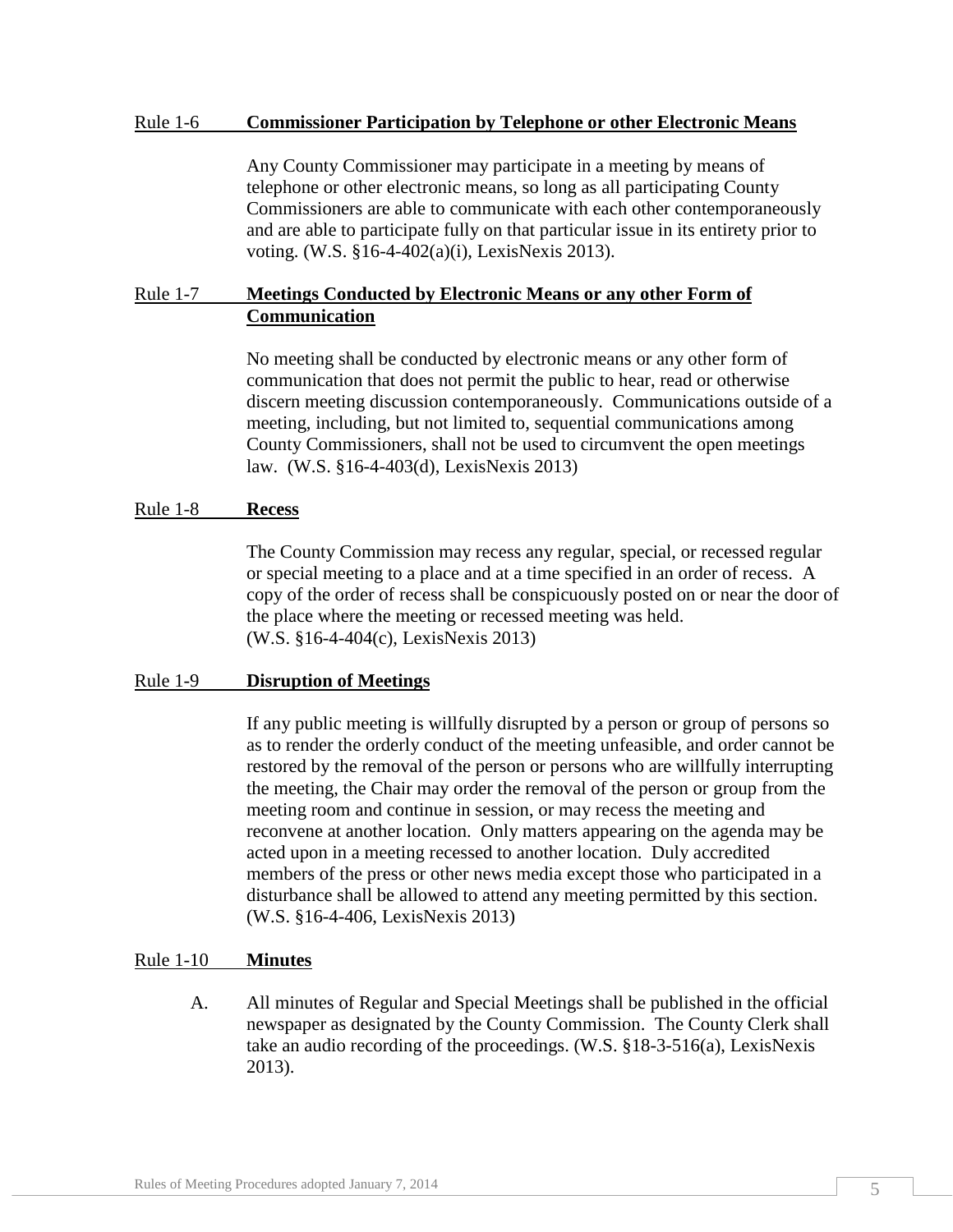## Rule 1-6 **Commissioner Participation by Telephone or other Electronic Means**

Any County Commissioner may participate in a meeting by means of telephone or other electronic means, so long as all participating County Commissioners are able to communicate with each other contemporaneously and are able to participate fully on that particular issue in its entirety prior to voting. (W.S. §16-4-402(a)(i), LexisNexis 2013).

## Rule 1-7 **Meetings Conducted by Electronic Means or any other Form of Communication**

No meeting shall be conducted by electronic means or any other form of communication that does not permit the public to hear, read or otherwise discern meeting discussion contemporaneously. Communications outside of a meeting, including, but not limited to, sequential communications among County Commissioners, shall not be used to circumvent the open meetings law. (W.S. §16-4-403(d), LexisNexis 2013)

## Rule 1-8 **Recess**

The County Commission may recess any regular, special, or recessed regular or special meeting to a place and at a time specified in an order of recess. A copy of the order of recess shall be conspicuously posted on or near the door of the place where the meeting or recessed meeting was held. (W.S. §16-4-404(c), LexisNexis 2013)

## Rule 1-9 **Disruption of Meetings**

If any public meeting is willfully disrupted by a person or group of persons so as to render the orderly conduct of the meeting unfeasible, and order cannot be restored by the removal of the person or persons who are willfully interrupting the meeting, the Chair may order the removal of the person or group from the meeting room and continue in session, or may recess the meeting and reconvene at another location. Only matters appearing on the agenda may be acted upon in a meeting recessed to another location. Duly accredited members of the press or other news media except those who participated in a disturbance shall be allowed to attend any meeting permitted by this section. (W.S. §16-4-406, LexisNexis 2013)

## Rule 1-10 **Minutes**

A. All minutes of Regular and Special Meetings shall be published in the official newspaper as designated by the County Commission. The County Clerk shall take an audio recording of the proceedings. (W.S. §18-3-516(a), LexisNexis 2013).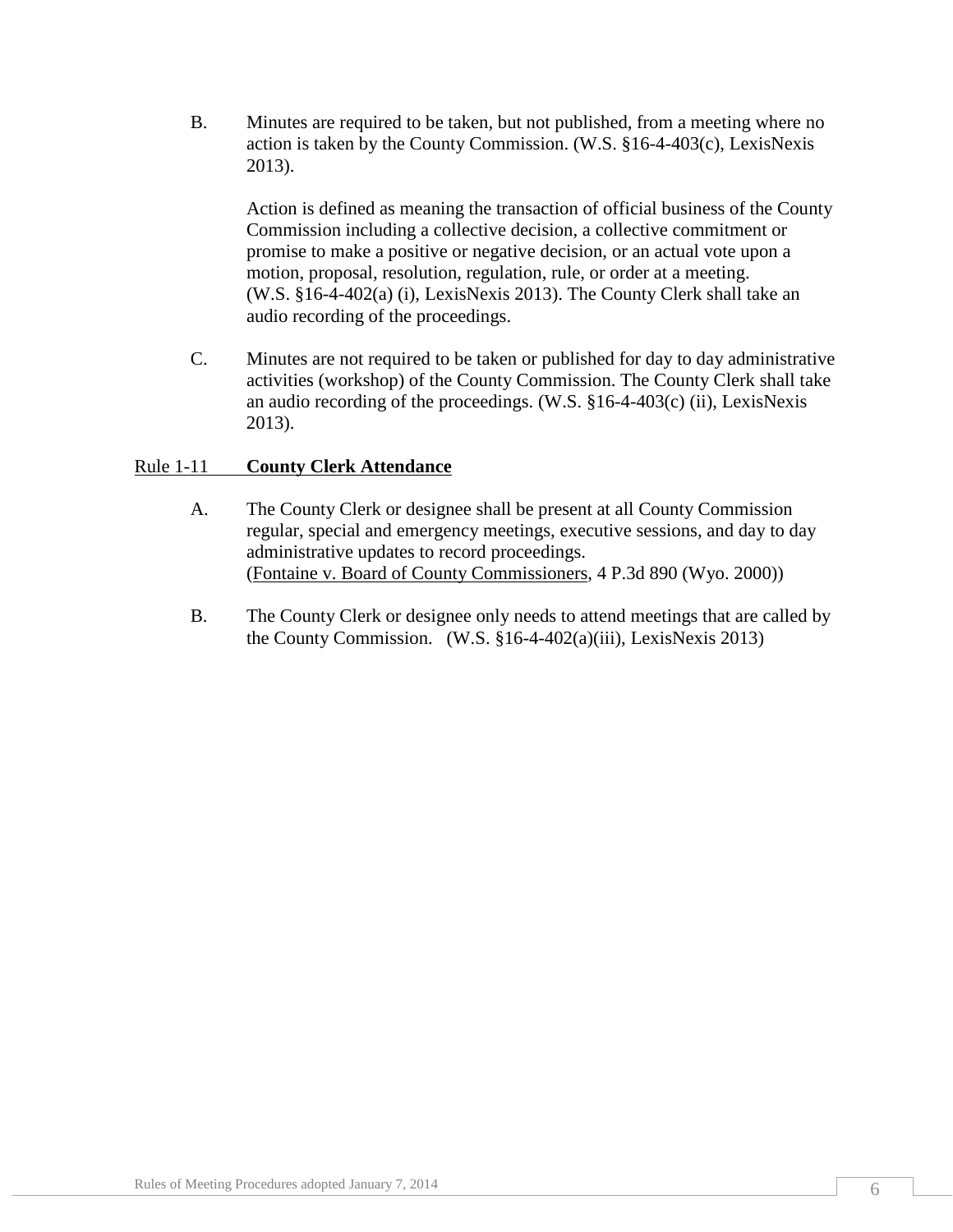B. Minutes are required to be taken, but not published, from a meeting where no action is taken by the County Commission. (W.S. §16-4-403(c), LexisNexis 2013).

   Action is defined as meaning the transaction of official business of the County Commission including a collective decision, a collective commitment or promise to make a positive or negative decision, or an actual vote upon a motion, proposal, resolution, regulation, rule, or order at a meeting. (W.S. §16-4-402(a) (i), LexisNexis 2013). The County Clerk shall take an audio recording of the proceedings.

C. Minutes are not required to be taken or published for day to day administrative activities (workshop) of the County Commission. The County Clerk shall take an audio recording of the proceedings. (W.S. §16-4-403(c) (ii), LexisNexis 2013).

## Rule 1-11 **County Clerk Attendance**

A. The County Clerk or designee shall be present at all County Commission regular, special and emergency meetings, executive sessions, and day to day administrative updates to record proceedings. (Fontaine v. Board of County Commissioners, 4 P.3d 890 (Wyo. 2000))

B. The County Clerk or designee only needs to attend meetings that are called by the County Commission. (W.S. §16-4-402(a)(iii), LexisNexis 2013)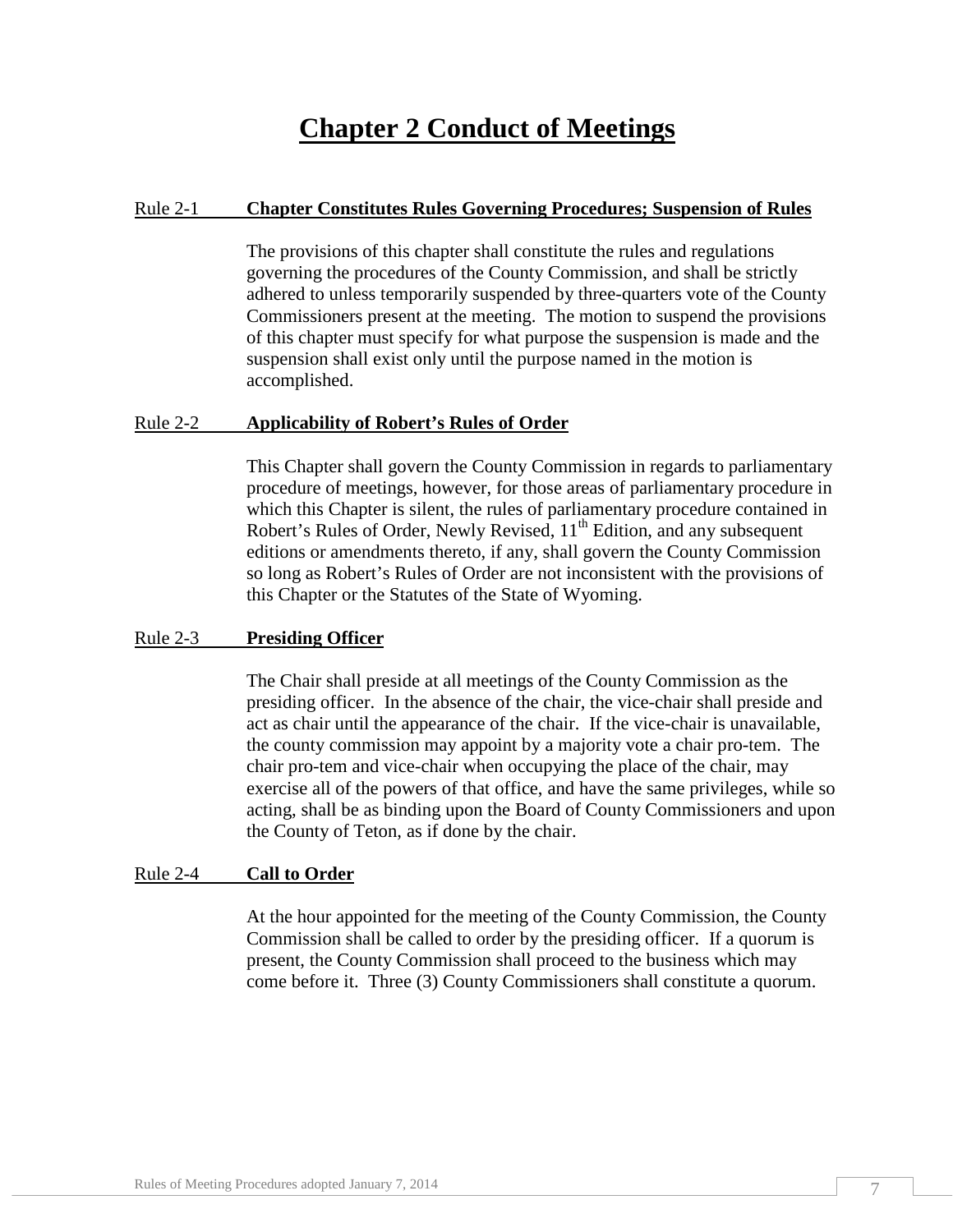# Chapter 2 Conduct of Meetings

## Rule 2-1 **Chapter Constitutes Rules Governing Procedures; Suspension of Rules**

The provisions of this chapter shall constitute the rules and regulations governing the procedures of the County Commission, and shall be strictly adhered to unless temporarily suspended by three-quarters vote of the County Commissioners present at the meeting. The motion to suspend the provisions of this chapter must specify for what purpose the suspension is made and the suspension shall exist only until the purpose named in the motion is accomplished.

## Rule 2-2 **Applicability of Robert's Rules of Order**

This Chapter shall govern the County Commission in regards to parliamentary procedure of meetings, however, for those areas of parliamentary procedure in which this Chapter is silent, the rules of parliamentary procedure contained in Robert's Rules of Order, Newly Revised, 11th Edition, and any subsequent editions or amendments thereto, if any, shall govern the County Commission so long as Robert's Rules of Order are not inconsistent with the provisions of this Chapter or the Statutes of the State of Wyoming.

## Rule 2-3 **Presiding Officer**

The Chair shall preside at all meetings of the County Commission as the presiding officer. In the absence of the chair, the vice-chair shall preside and act as chair until the appearance of the chair. If the vice-chair is unavailable, the county commission may appoint by a majority vote a chair pro-tem. The chair pro-tem and vice-chair when occupying the place of the chair, may exercise all of the powers of that office, and have the same privileges, while so acting, shall be as binding upon the Board of County Commissioners and upon the County of Teton, as if done by the chair.

## Rule 2-4 **Call to Order**

At the hour appointed for the meeting of the County Commission, the County Commission shall be called to order by the presiding officer. If a quorum is present, the County Commission shall proceed to the business which may come before it. Three (3) County Commissioners shall constitute a quorum.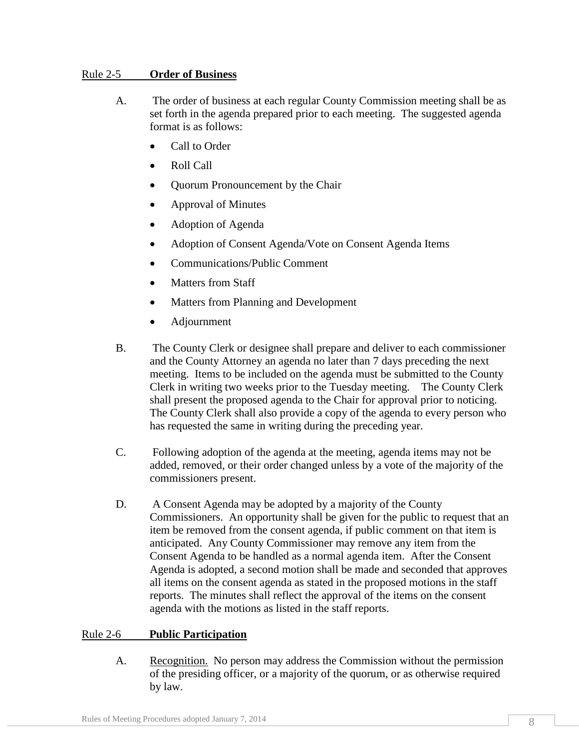## Rule 2-5 **Order of Business**

A. The order of business at each regular County Commission meeting shall be as set forth in the agenda prepared prior to each meeting. The suggested agenda format is as follows:

- Call to Order
- Roll Call
- Quorum Pronouncement by the Chair
- Approval of Minutes
- Adoption of Agenda
- Adoption of Consent Agenda/Vote on Consent Agenda Items
- Communications/Public Comment
- Matters from Staff
- Matters from Planning and Development
- Adjournment

B. The County Clerk or designee shall prepare and deliver to each commissioner and the County Attorney an agenda no later than 7 days preceding the next meeting. Items to be included on the agenda must be submitted to the County Clerk in writing two weeks prior to the Tuesday meeting. The County Clerk shall present the proposed agenda to the Chair for approval prior to noticing. The County Clerk shall also provide a copy of the agenda to every person who has requested the same in writing during the preceding year.

C. Following adoption of the agenda at the meeting, agenda items may not be added, removed, or their order changed unless by a vote of the majority of the commissioners present.

D. A Consent Agenda may be adopted by a majority of the County Commissioners. An opportunity shall be given for the public to request that an item be removed from the consent agenda, if public comment on that item is anticipated. Any County Commissioner may remove any item from the Consent Agenda to be handled as a normal agenda item. After the Consent Agenda is adopted, a second motion shall be made and seconded that approves all items on the consent agenda as stated in the proposed motions in the staff reports. The minutes shall reflect the approval of the items on the consent agenda with the motions as listed in the staff reports.

## Rule 2-6 **Public Participation**

A. Recognition. No person may address the Commission without the permission of the presiding officer, or a majority of the quorum, or as otherwise required by law.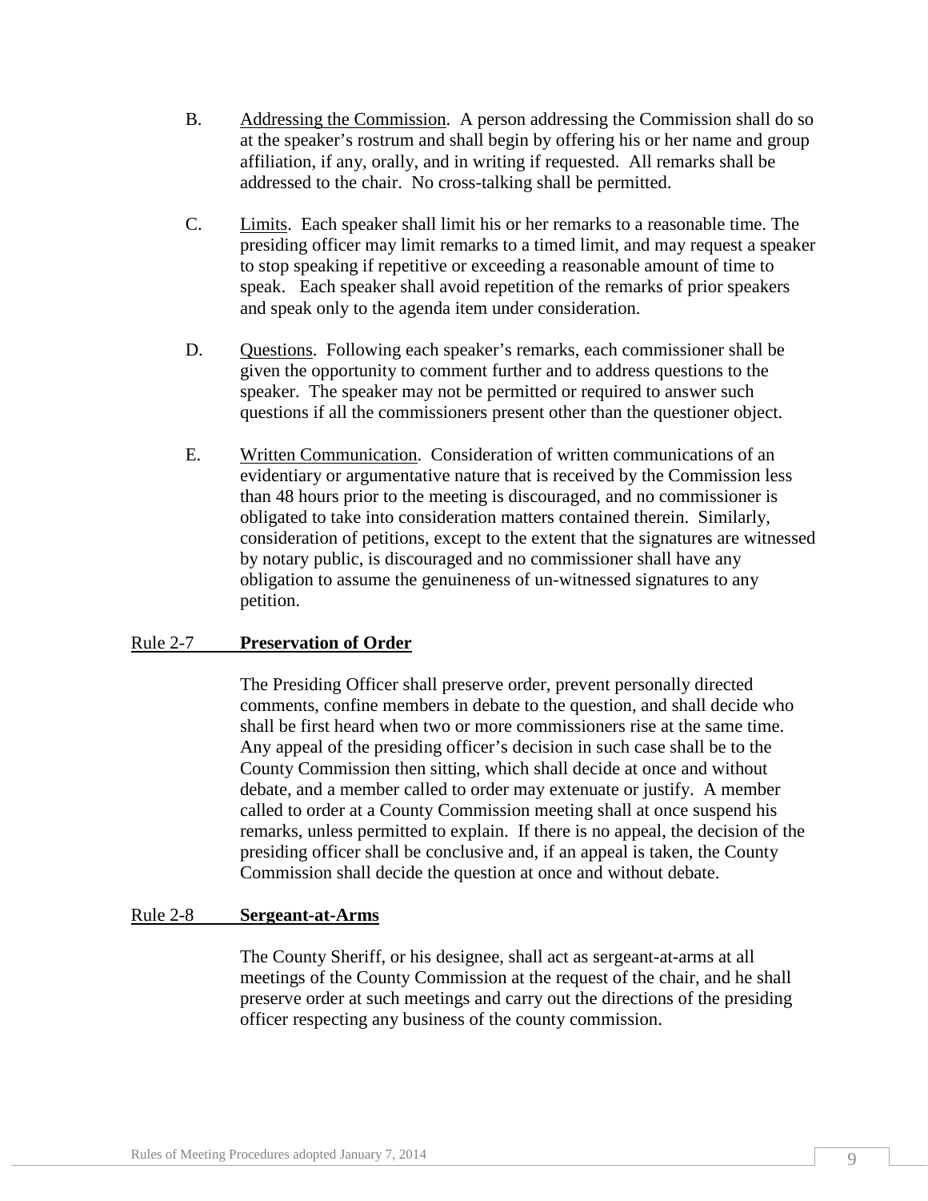B. Addressing the Commission. A person addressing the Commission shall do so at the speaker's rostrum and shall begin by offering his or her name and group affiliation, if any, orally, and in writing if requested. All remarks shall be addressed to the chair. No cross-talking shall be permitted.

C. Limits. Each speaker shall limit his or her remarks to a reasonable time. The presiding officer may limit remarks to a timed limit, and may request a speaker to stop speaking if repetitive or exceeding a reasonable amount of time to speak. Each speaker shall avoid repetition of the remarks of prior speakers and speak only to the agenda item under consideration.

D. Questions. Following each speaker's remarks, each commissioner shall be given the opportunity to comment further and to address questions to the speaker. The speaker may not be permitted or required to answer such questions if all the commissioners present other than the questioner object.

E. Written Communication. Consideration of written communications of an evidentiary or argumentative nature that is received by the Commission less than 48 hours prior to the meeting is discouraged, and no commissioner is obligated to take into consideration matters contained therein. Similarly, consideration of petitions, except to the extent that the signatures are witnessed by notary public, is discouraged and no commissioner shall have any obligation to assume the genuineness of un-witnessed signatures to any petition.

## Rule 2-7 **Preservation of Order**

The Presiding Officer shall preserve order, prevent personally directed comments, confine members in debate to the question, and shall decide who shall be first heard when two or more commissioners rise at the same time. Any appeal of the presiding officer's decision in such case shall be to the County Commission then sitting, which shall decide at once and without debate, and a member called to order may extenuate or justify. A member called to order at a County Commission meeting shall at once suspend his remarks, unless permitted to explain. If there is no appeal, the decision of the presiding officer shall be conclusive and, if an appeal is taken, the County Commission shall decide the question at once and without debate.

## Rule 2-8 **Sergeant-at-Arms**

The County Sheriff, or his designee, shall act as sergeant-at-arms at all meetings of the County Commission at the request of the chair, and he shall preserve order at such meetings and carry out the directions of the presiding officer respecting any business of the county commission.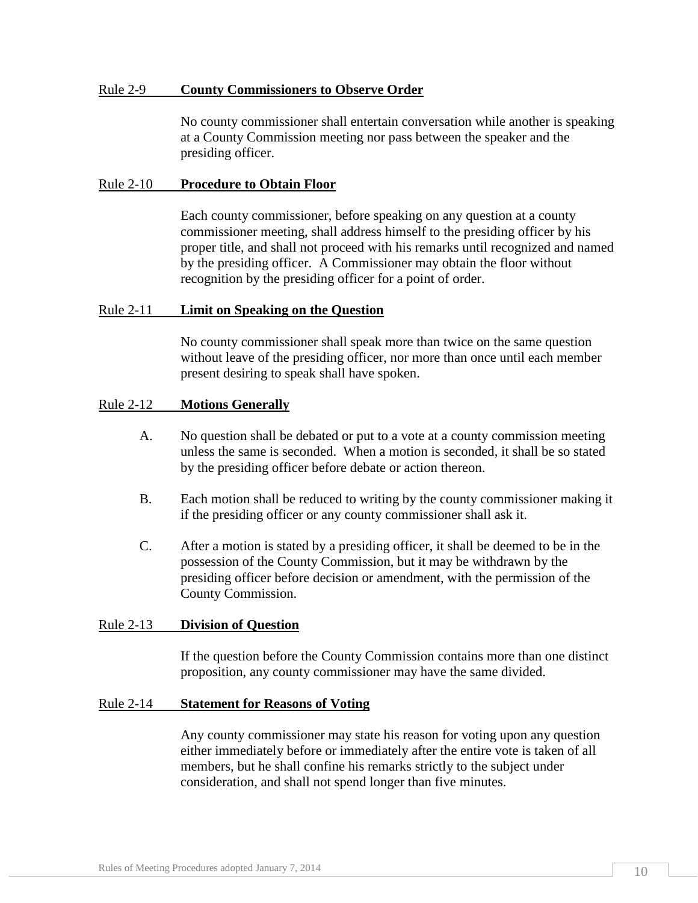## Rule 2-9 **County Commissioners to Observe Order**

No county commissioner shall entertain conversation while another is speaking at a County Commission meeting nor pass between the speaker and the presiding officer.

## Rule 2-10 **Procedure to Obtain Floor**

Each county commissioner, before speaking on any question at a county commissioner meeting, shall address himself to the presiding officer by his proper title, and shall not proceed with his remarks until recognized and named by the presiding officer. A Commissioner may obtain the floor without recognition by the presiding officer for a point of order.

## Rule 2-11 **Limit on Speaking on the Question**

No county commissioner shall speak more than twice on the same question without leave of the presiding officer, nor more than once until each member present desiring to speak shall have spoken.

## Rule 2-12 **Motions Generally**

A. No question shall be debated or put to a vote at a county commission meeting unless the same is seconded. When a motion is seconded, it shall be so stated by the presiding officer before debate or action thereon.

B. Each motion shall be reduced to writing by the county commissioner making it if the presiding officer or any county commissioner shall ask it.

C. After a motion is stated by a presiding officer, it shall be deemed to be in the possession of the County Commission, but it may be withdrawn by the presiding officer before decision or amendment, with the permission of the County Commission.

## Rule 2-13 **Division of Question**

If the question before the County Commission contains more than one distinct proposition, any county commissioner may have the same divided.

## Rule 2-14 **Statement for Reasons of Voting**

Any county commissioner may state his reason for voting upon any question either immediately before or immediately after the entire vote is taken of all members, but he shall confine his remarks strictly to the subject under consideration, and shall not spend longer than five minutes.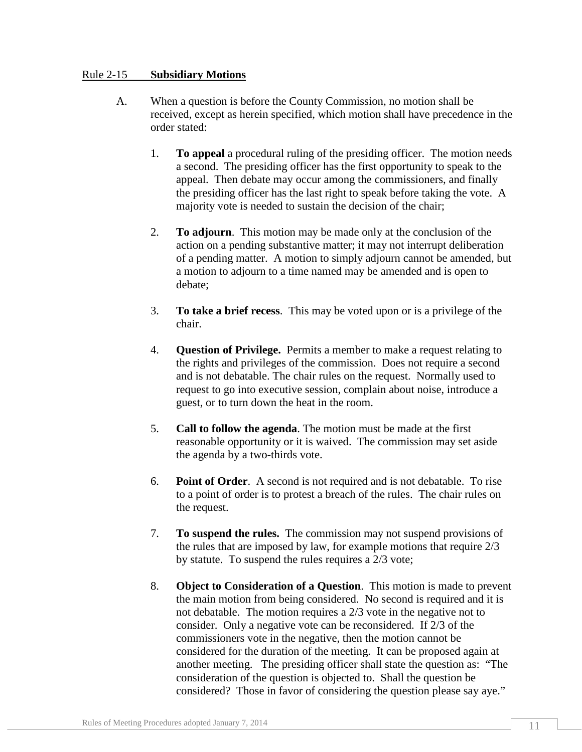Rule 2-15 **Subsidiary Motions**

A. When a question is before the County Commission, no motion shall be received, except as herein specified, which motion shall have precedence in the order stated:

1. **To appeal** a procedural ruling of the presiding officer. The motion needs a second. The presiding officer has the first opportunity to speak to the appeal. Then debate may occur among the commissioners, and finally the presiding officer has the last right to speak before taking the vote. A majority vote is needed to sustain the decision of the chair;

2. **To adjourn**. This motion may be made only at the conclusion of the action on a pending substantive matter; it may not interrupt deliberation of a pending matter. A motion to simply adjourn cannot be amended, but a motion to adjourn to a time named may be amended and is open to debate;

3. **To take a brief recess**. This may be voted upon or is a privilege of the chair.

4. **Question of Privilege.** Permits a member to make a request relating to the rights and privileges of the commission. Does not require a second and is not debatable. The chair rules on the request. Normally used to request to go into executive session, complain about noise, introduce a guest, or to turn down the heat in the room.

5. **Call to follow the agenda**. The motion must be made at the first reasonable opportunity or it is waived. The commission may set aside the agenda by a two-thirds vote.

6. **Point of Order**. A second is not required and is not debatable. To rise to a point of order is to protest a breach of the rules. The chair rules on the request.

7. **To suspend the rules.** The commission may not suspend provisions of the rules that are imposed by law, for example motions that require 2/3 by statute. To suspend the rules requires a 2/3 vote;

8. **Object to Consideration of a Question**. This motion is made to prevent the main motion from being considered. No second is required and it is not debatable. The motion requires a 2/3 vote in the negative not to consider. Only a negative vote can be reconsidered. If 2/3 of the commissioners vote in the negative, then the motion cannot be considered for the duration of the meeting. It can be proposed again at another meeting. The presiding officer shall state the question as: "The consideration of the question is objected to. Shall the question be considered? Those in favor of considering the question please say aye."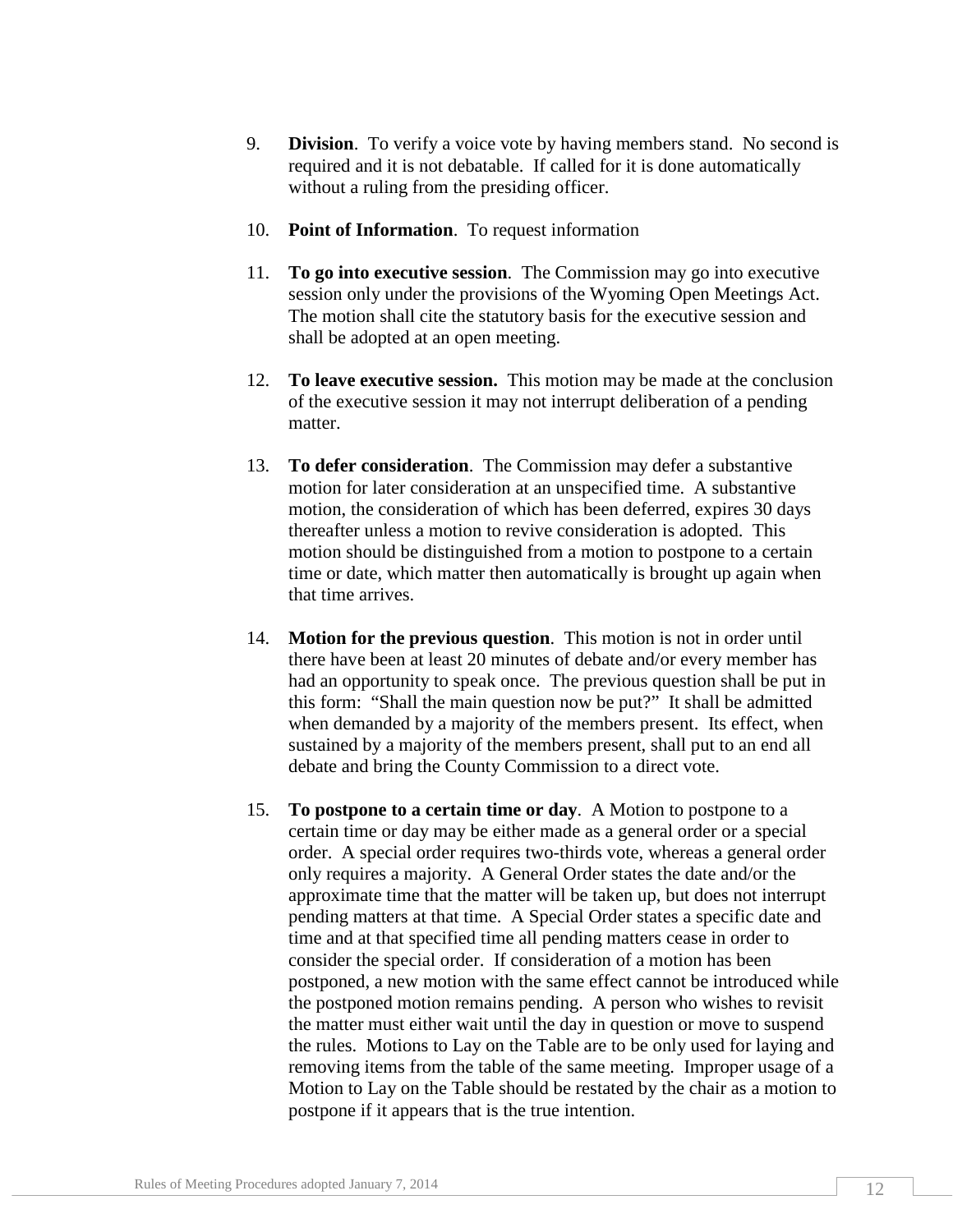9. **Division**. To verify a voice vote by having members stand. No second is required and it is not debatable. If called for it is done automatically without a ruling from the presiding officer.

10. **Point of Information**. To request information

11. **To go into executive session**. The Commission may go into executive session only under the provisions of the Wyoming Open Meetings Act. The motion shall cite the statutory basis for the executive session and shall be adopted at an open meeting.

12. **To leave executive session.** This motion may be made at the conclusion of the executive session it may not interrupt deliberation of a pending matter.

13. **To defer consideration**. The Commission may defer a substantive motion for later consideration at an unspecified time. A substantive motion, the consideration of which has been deferred, expires 30 days thereafter unless a motion to revive consideration is adopted. This motion should be distinguished from a motion to postpone to a certain time or date, which matter then automatically is brought up again when that time arrives.

14. **Motion for the previous question**. This motion is not in order until there have been at least 20 minutes of debate and/or every member has had an opportunity to speak once. The previous question shall be put in this form: "Shall the main question now be put?" It shall be admitted when demanded by a majority of the members present. Its effect, when sustained by a majority of the members present, shall put to an end all debate and bring the County Commission to a direct vote.

15. **To postpone to a certain time or day**. A Motion to postpone to a certain time or day may be either made as a general order or a special order. A special order requires two-thirds vote, whereas a general order only requires a majority. A General Order states the date and/or the approximate time that the matter will be taken up, but does not interrupt pending matters at that time. A Special Order states a specific date and time and at that specified time all pending matters cease in order to consider the special order. If consideration of a motion has been postponed, a new motion with the same effect cannot be introduced while the postponed motion remains pending. A person who wishes to revisit the matter must either wait until the day in question or move to suspend the rules. Motions to Lay on the Table are to be only used for laying and removing items from the table of the same meeting. Improper usage of a Motion to Lay on the Table should be restated by the chair as a motion to postpone if it appears that is the true intention.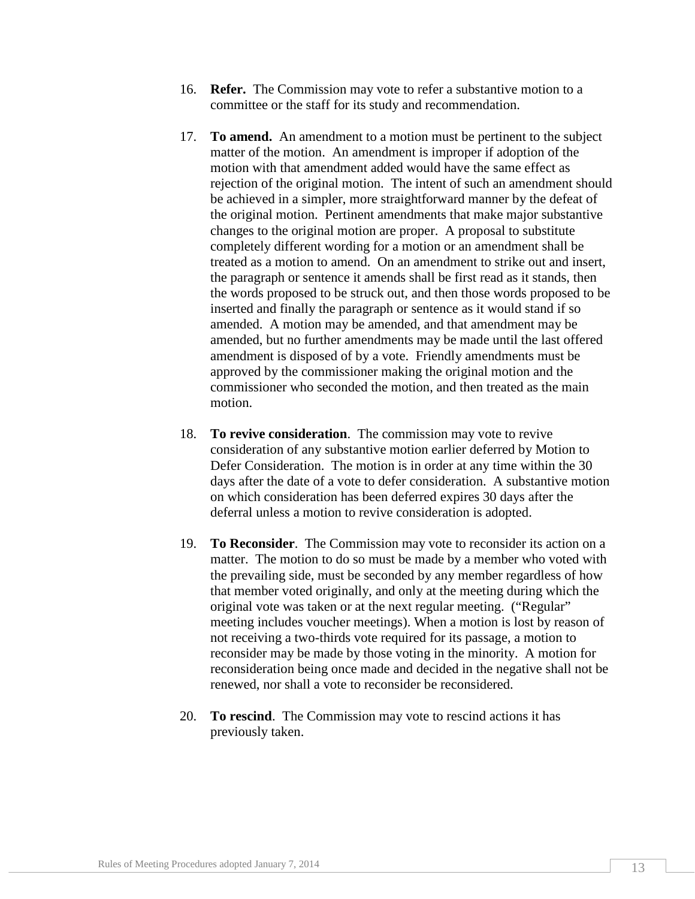16. **Refer.** The Commission may vote to refer a substantive motion to a committee or the staff for its study and recommendation.

17. **To amend.** An amendment to a motion must be pertinent to the subject matter of the motion. An amendment is improper if adoption of the motion with that amendment added would have the same effect as rejection of the original motion. The intent of such an amendment should be achieved in a simpler, more straightforward manner by the defeat of the original motion. Pertinent amendments that make major substantive changes to the original motion are proper. A proposal to substitute completely different wording for a motion or an amendment shall be treated as a motion to amend. On an amendment to strike out and insert, the paragraph or sentence it amends shall be first read as it stands, then the words proposed to be struck out, and then those words proposed to be inserted and finally the paragraph or sentence as it would stand if so amended. A motion may be amended, and that amendment may be amended, but no further amendments may be made until the last offered amendment is disposed of by a vote. Friendly amendments must be approved by the commissioner making the original motion and the commissioner who seconded the motion, and then treated as the main motion.

18. **To revive consideration**. The commission may vote to revive consideration of any substantive motion earlier deferred by Motion to Defer Consideration. The motion is in order at any time within the 30 days after the date of a vote to defer consideration. A substantive motion on which consideration has been deferred expires 30 days after the deferral unless a motion to revive consideration is adopted.

19. **To Reconsider**. The Commission may vote to reconsider its action on a matter. The motion to do so must be made by a member who voted with the prevailing side, must be seconded by any member regardless of how that member voted originally, and only at the meeting during which the original vote was taken or at the next regular meeting. ("Regular" meeting includes voucher meetings). When a motion is lost by reason of not receiving a two-thirds vote required for its passage, a motion to reconsider may be made by those voting in the minority. A motion for reconsideration being once made and decided in the negative shall not be renewed, nor shall a vote to reconsider be reconsidered.

20. **To rescind**. The Commission may vote to rescind actions it has previously taken.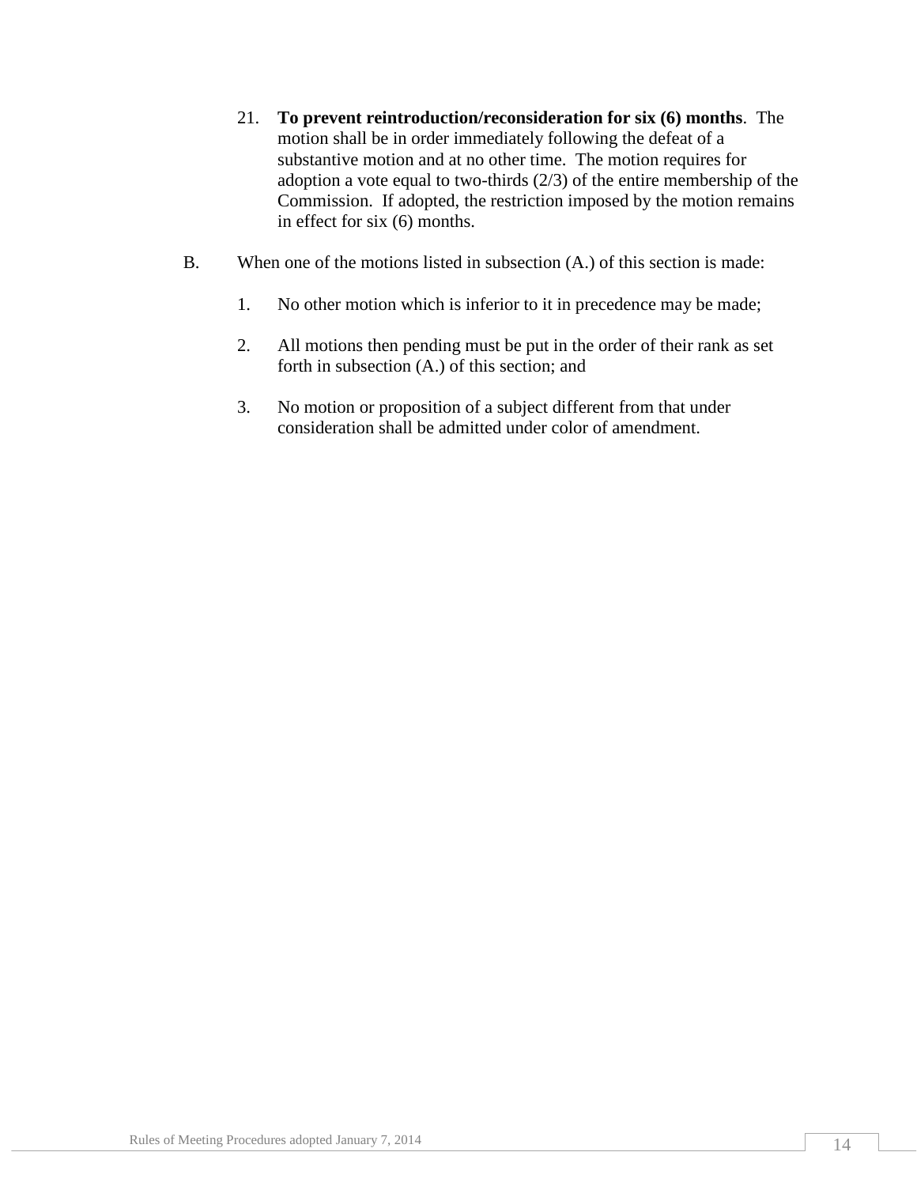21. **To prevent reintroduction/reconsideration for six (6) months**. The motion shall be in order immediately following the defeat of a substantive motion and at no other time. The motion requires for adoption a vote equal to two-thirds (2/3) of the entire membership of the Commission. If adopted, the restriction imposed by the motion remains in effect for six (6) months.

B. When one of the motions listed in subsection (A.) of this section is made:

   1. No other motion which is inferior to it in precedence may be made;

   2. All motions then pending must be put in the order of their rank as set forth in subsection (A.) of this section; and

   3. No motion or proposition of a subject different from that under consideration shall be admitted under color of amendment.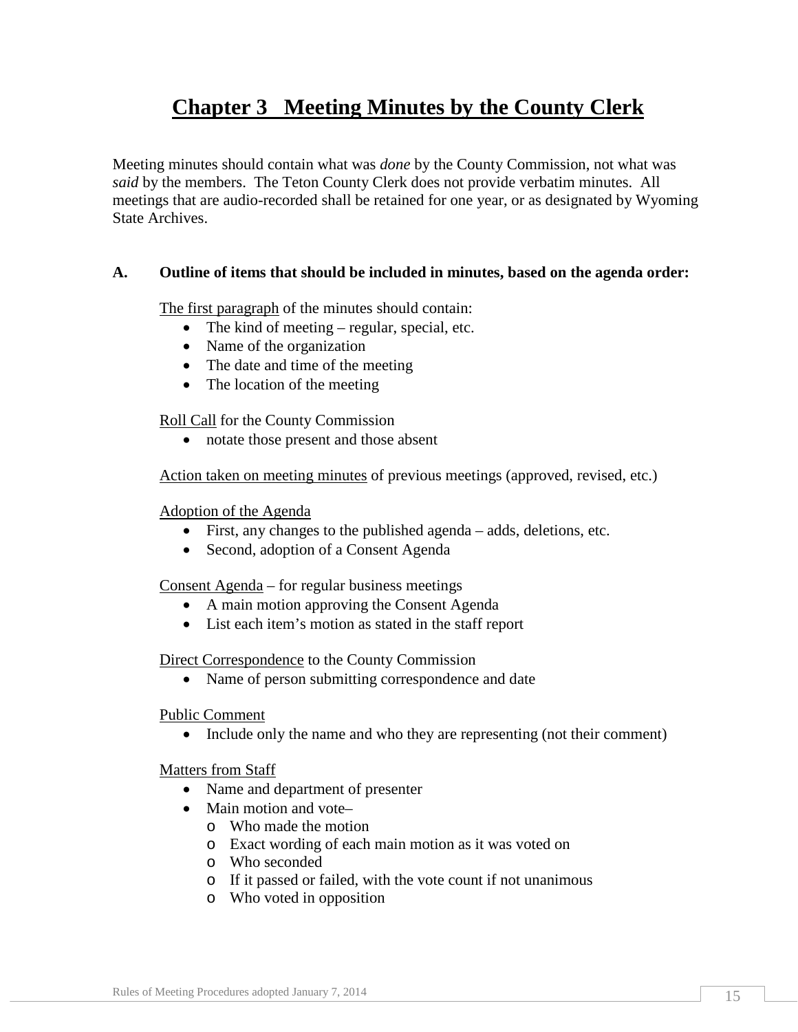# Chapter 3 Meeting Minutes by the County Clerk

Meeting minutes should contain what was *done* by the County Commission, not what was *said* by the members. The Teton County Clerk does not provide verbatim minutes. All meetings that are audio-recorded shall be retained for one year, or as designated by Wyoming State Archives.

**A. Outline of items that should be included in minutes, based on the agenda order:**

The first paragraph of the minutes should contain:

- The kind of meeting – regular, special, etc.
- Name of the organization
- The date and time of the meeting
- The location of the meeting

Roll Call for the County Commission

- notate those present and those absent

Action taken on meeting minutes of previous meetings (approved, revised, etc.)

Adoption of the Agenda

- First, any changes to the published agenda – adds, deletions, etc.
- Second, adoption of a Consent Agenda

Consent Agenda – for regular business meetings

- A main motion approving the Consent Agenda
- List each item's motion as stated in the staff report

Direct Correspondence to the County Commission

- Name of person submitting correspondence and date

Public Comment

- Include only the name and who they are representing (not their comment)

Matters from Staff

- Name and department of presenter
- Main motion and vote–
  - Who made the motion
  - Exact wording of each main motion as it was voted on
  - Who seconded
  - If it passed or failed, with the vote count if not unanimous
  - Who voted in opposition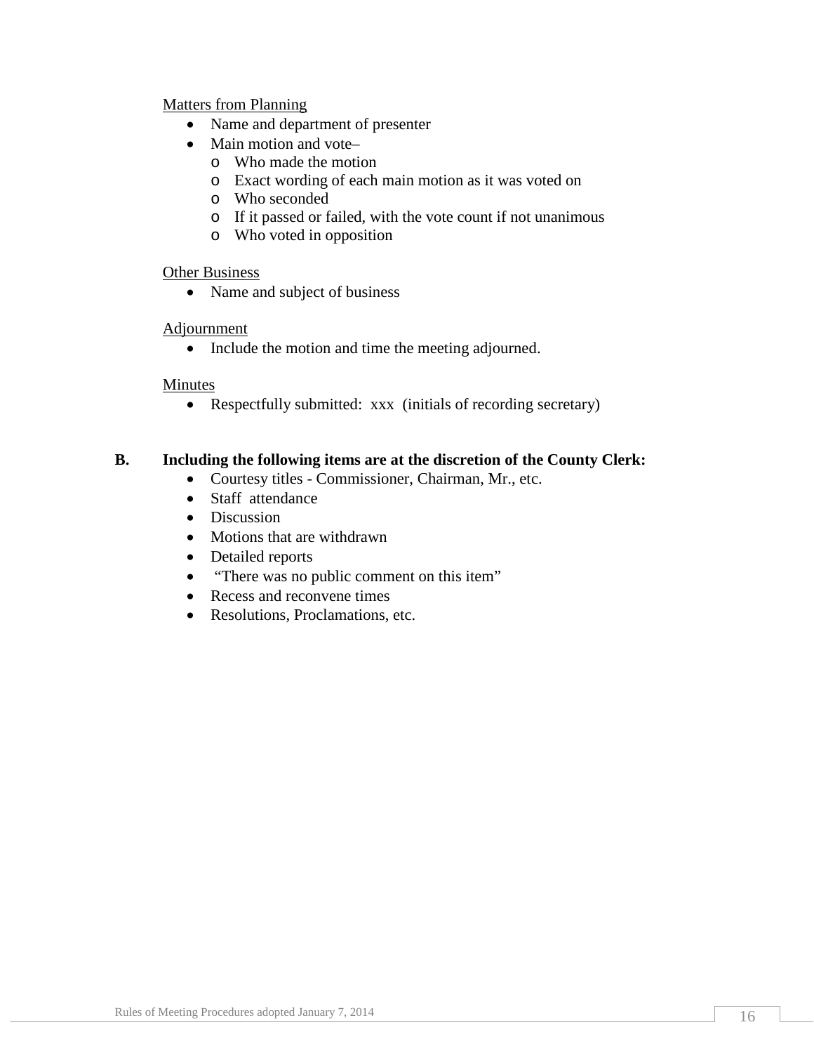Matters from Planning

- Name and department of presenter
- Main motion and vote–
  - Who made the motion
  - Exact wording of each main motion as it was voted on
  - Who seconded
  - If it passed or failed, with the vote count if not unanimous
  - Who voted in opposition

Other Business

- Name and subject of business

Adjournment

- Include the motion and time the meeting adjourned.

Minutes

- Respectfully submitted: xxx (initials of recording secretary)

**B. Including the following items are at the discretion of the County Clerk:**

- Courtesy titles - Commissioner, Chairman, Mr., etc.
- Staff attendance
- Discussion
- Motions that are withdrawn
- Detailed reports
- "There was no public comment on this item"
- Recess and reconvene times
- Resolutions, Proclamations, etc.